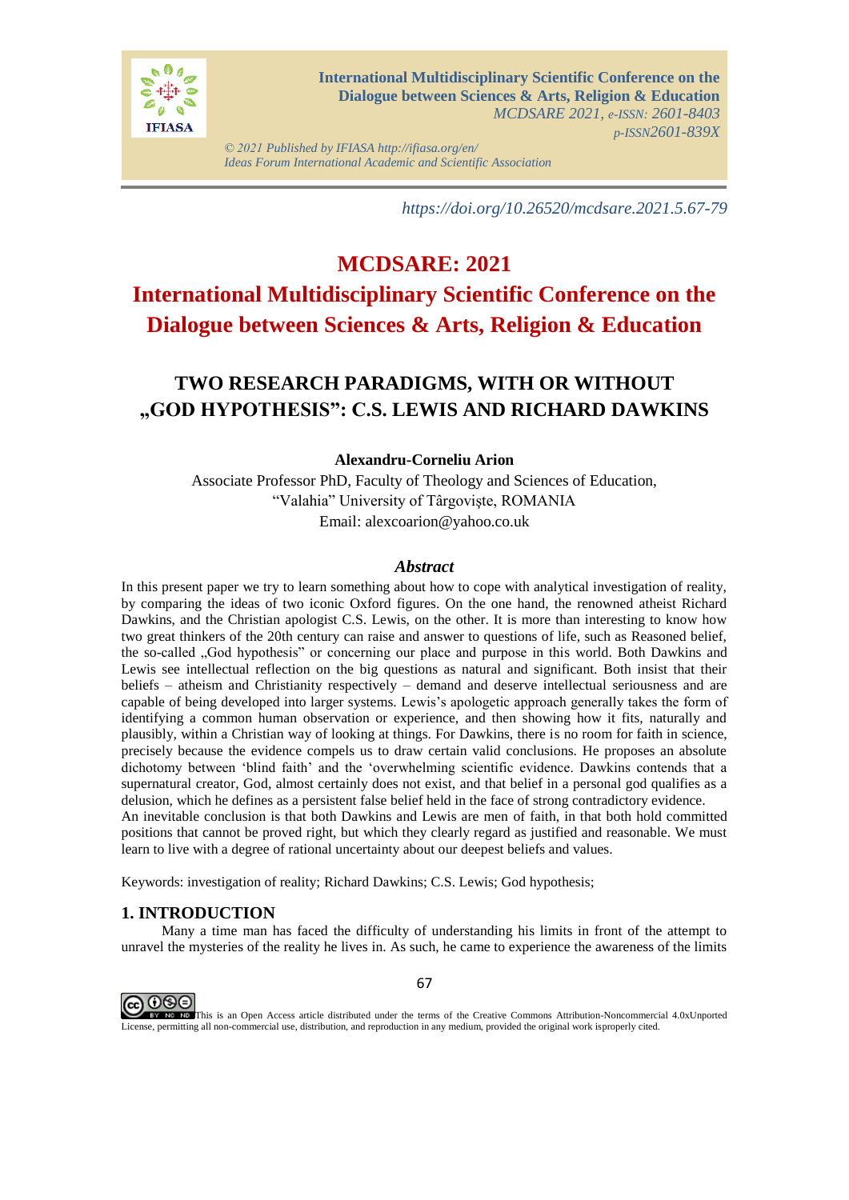https://doi.org/10.26520/mcdsare.2021.5.67-79

# MCDSARE: 2021

# International Multidisciplinary Scientific Conference on the Dialogue between Sciences & Arts, Religion & Education

## TWO RESEARCH PARADIGMS, WITH OR WITHOUT „GOD HYPOTHESIS": C.S. LEWIS AND RICHARD DAWKINS

**Alexandru-Corneliu Arion**

Associate Professor PhD, Faculty of Theology and Sciences of Education,
"Valahia" University of Târgovişte, ROMANIA
Email: alexcoarion@yahoo.co.uk

### *Abstract*

In this present paper we try to learn something about how to cope with analytical investigation of reality, by comparing the ideas of two iconic Oxford figures. On the one hand, the renowned atheist Richard Dawkins, and the Christian apologist C.S. Lewis, on the other. It is more than interesting to know how two great thinkers of the 20th century can raise and answer to questions of life, such as Reasoned belief, the so-called „God hypothesis" or concerning our place and purpose in this world. Both Dawkins and Lewis see intellectual reflection on the big questions as natural and significant. Both insist that their beliefs – atheism and Christianity respectively – demand and deserve intellectual seriousness and are capable of being developed into larger systems. Lewis's apologetic approach generally takes the form of identifying a common human observation or experience, and then showing how it fits, naturally and plausibly, within a Christian way of looking at things. For Dawkins, there is no room for faith in science, precisely because the evidence compels us to draw certain valid conclusions. He proposes an absolute dichotomy between 'blind faith' and the 'overwhelming scientific evidence. Dawkins contends that a supernatural creator, God, almost certainly does not exist, and that belief in a personal god qualifies as a delusion, which he defines as a persistent false belief held in the face of strong contradictory evidence.
An inevitable conclusion is that both Dawkins and Lewis are men of faith, in that both hold committed positions that cannot be proved right, but which they clearly regard as justified and reasonable. We must learn to live with a degree of rational uncertainty about our deepest beliefs and values.

Keywords: investigation of reality; Richard Dawkins; C.S. Lewis; God hypothesis;

## 1. INTRODUCTION

Many a time man has faced the difficulty of understanding his limits in front of the attempt to unravel the mysteries of the reality he lives in. As such, he came to experience the awareness of the limits

This is an Open Access article distributed under the terms of the Creative Commons Attribution-Noncommercial 4.0xUnported License, permitting all non-commercial use, distribution, and reproduction in any medium, provided the original work isproperly cited.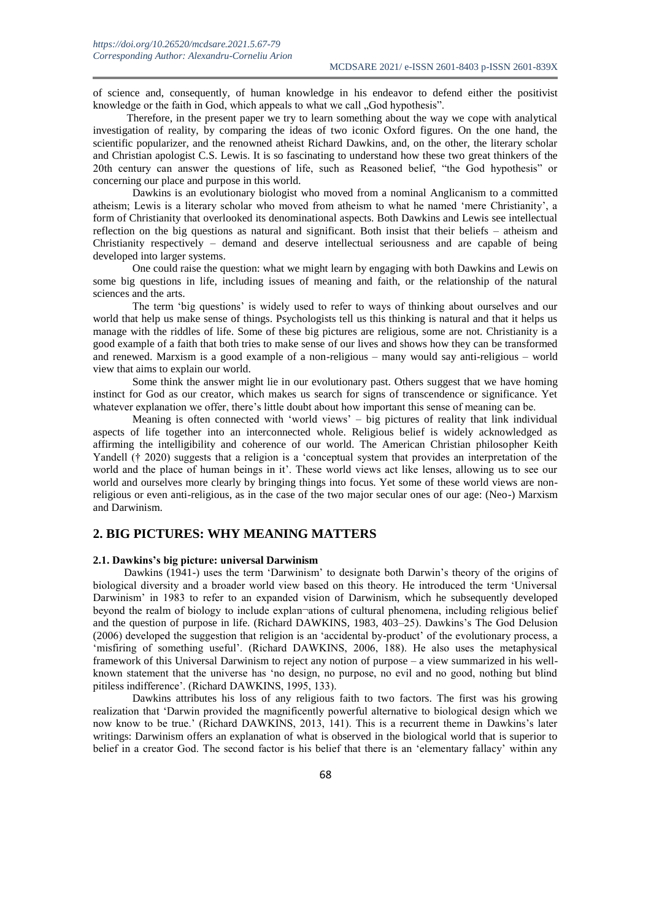of science and, consequently, of human knowledge in his endeavor to defend either the positivist knowledge or the faith in God, which appeals to what we call „God hypothesis".

Therefore, in the present paper we try to learn something about the way we cope with analytical investigation of reality, by comparing the ideas of two iconic Oxford figures. On the one hand, the scientific popularizer, and the renowned atheist Richard Dawkins, and, on the other, the literary scholar and Christian apologist C.S. Lewis. It is so fascinating to understand how these two great thinkers of the 20th century can answer the questions of life, such as Reasoned belief, "the God hypothesis" or concerning our place and purpose in this world.

Dawkins is an evolutionary biologist who moved from a nominal Anglicanism to a committed atheism; Lewis is a literary scholar who moved from atheism to what he named 'mere Christianity', a form of Christianity that overlooked its denominational aspects. Both Dawkins and Lewis see intellectual reflection on the big questions as natural and significant. Both insist that their beliefs – atheism and Christianity respectively – demand and deserve intellectual seriousness and are capable of being developed into larger systems.

One could raise the question: what we might learn by engaging with both Dawkins and Lewis on some big questions in life, including issues of meaning and faith, or the relationship of the natural sciences and the arts.

The term 'big questions' is widely used to refer to ways of thinking about ourselves and our world that help us make sense of things. Psychologists tell us this thinking is natural and that it helps us manage with the riddles of life. Some of these big pictures are religious, some are not. Christianity is a good example of a faith that both tries to make sense of our lives and shows how they can be transformed and renewed. Marxism is a good example of a non-religious – many would say anti-religious – world view that aims to explain our world.

Some think the answer might lie in our evolutionary past. Others suggest that we have homing instinct for God as our creator, which makes us search for signs of transcendence or significance. Yet whatever explanation we offer, there's little doubt about how important this sense of meaning can be.

Meaning is often connected with 'world views' – big pictures of reality that link individual aspects of life together into an interconnected whole. Religious belief is widely acknowledged as affirming the intelligibility and coherence of our world. The American Christian philosopher Keith Yandell († 2020) suggests that a religion is a 'conceptual system that provides an interpretation of the world and the place of human beings in it'. These world views act like lenses, allowing us to see our world and ourselves more clearly by bringing things into focus. Yet some of these world views are non-religious or even anti-religious, as in the case of the two major secular ones of our age: (Neo-) Marxism and Darwinism.

## 2. BIG PICTURES: WHY MEANING MATTERS

### 2.1. Dawkins's big picture: universal Darwinism

Dawkins (1941-) uses the term 'Darwinism' to designate both Darwin's theory of the origins of biological diversity and a broader world view based on this theory. He introduced the term 'Universal Darwinism' in 1983 to refer to an expanded vision of Darwinism, which he subsequently developed beyond the realm of biology to include explan¬ations of cultural phenomena, including religious belief and the question of purpose in life. (Richard DAWKINS, 1983, 403–25). Dawkins's The God Delusion (2006) developed the suggestion that religion is an 'accidental by-product' of the evolutionary process, a 'misfiring of something useful'. (Richard DAWKINS, 2006, 188). He also uses the metaphysical framework of this Universal Darwinism to reject any notion of purpose – a view summarized in his well-known statement that the universe has 'no design, no purpose, no evil and no good, nothing but blind pitiless indifference'. (Richard DAWKINS, 1995, 133).

Dawkins attributes his loss of any religious faith to two factors. The first was his growing realization that 'Darwin provided the magnificently powerful alternative to biological design which we now know to be true.' (Richard DAWKINS, 2013, 141). This is a recurrent theme in Dawkins's later writings: Darwinism offers an explanation of what is observed in the biological world that is superior to belief in a creator God. The second factor is his belief that there is an 'elementary fallacy' within any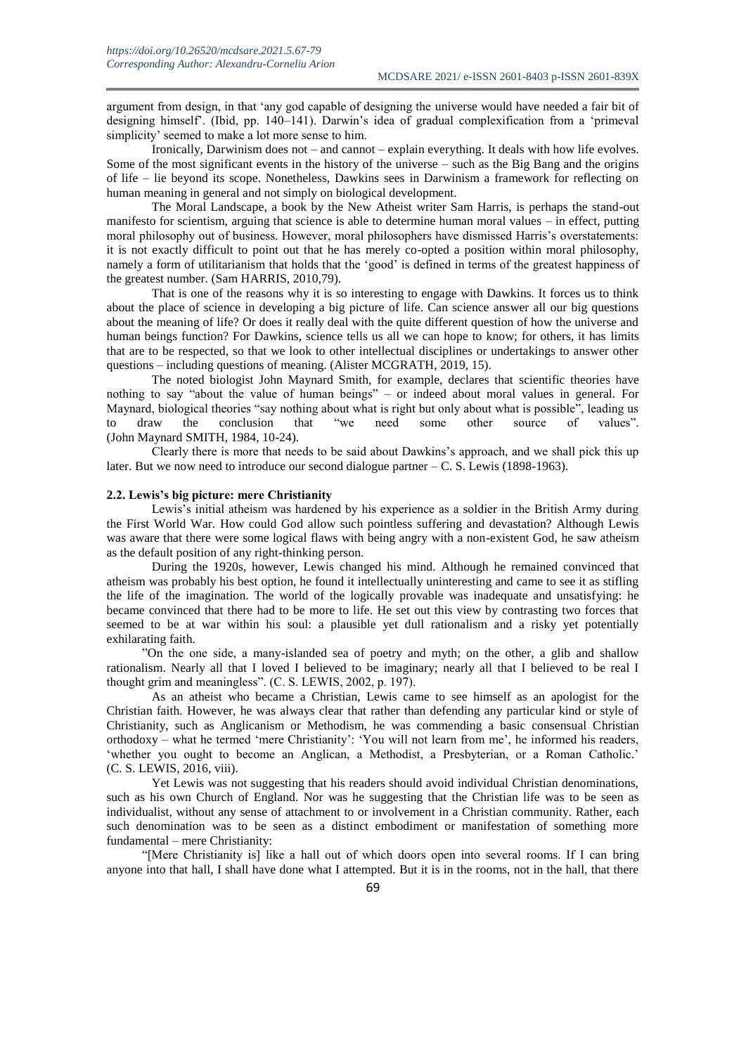argument from design, in that 'any god capable of designing the universe would have needed a fair bit of designing himself'. (Ibid, pp. 140–141). Darwin's idea of gradual complexification from a 'primeval simplicity' seemed to make a lot more sense to him.

Ironically, Darwinism does not – and cannot – explain everything. It deals with how life evolves. Some of the most significant events in the history of the universe – such as the Big Bang and the origins of life – lie beyond its scope. Nonetheless, Dawkins sees in Darwinism a framework for reflecting on human meaning in general and not simply on biological development.

The Moral Landscape, a book by the New Atheist writer Sam Harris, is perhaps the stand-out manifesto for scientism, arguing that science is able to determine human moral values – in effect, putting moral philosophy out of business. However, moral philosophers have dismissed Harris's overstatements: it is not exactly difficult to point out that he has merely co-opted a position within moral philosophy, namely a form of utilitarianism that holds that the 'good' is defined in terms of the greatest happiness of the greatest number. (Sam HARRIS, 2010,79).

That is one of the reasons why it is so interesting to engage with Dawkins. It forces us to think about the place of science in developing a big picture of life. Can science answer all our big questions about the meaning of life? Or does it really deal with the quite different question of how the universe and human beings function? For Dawkins, science tells us all we can hope to know; for others, it has limits that are to be respected, so that we look to other intellectual disciplines or undertakings to answer other questions – including questions of meaning. (Alister MCGRATH, 2019, 15).

The noted biologist John Maynard Smith, for example, declares that scientific theories have nothing to say "about the value of human beings" – or indeed about moral values in general. For Maynard, biological theories "say nothing about what is right but only about what is possible", leading us to draw the conclusion that "we need some other source of values". (John Maynard SMITH, 1984, 10-24).

Clearly there is more that needs to be said about Dawkins's approach, and we shall pick this up later. But we now need to introduce our second dialogue partner – C. S. Lewis (1898-1963).

### 2.2. Lewis's big picture: mere Christianity

Lewis's initial atheism was hardened by his experience as a soldier in the British Army during the First World War. How could God allow such pointless suffering and devastation? Although Lewis was aware that there were some logical flaws with being angry with a non-existent God, he saw atheism as the default position of any right-thinking person.

During the 1920s, however, Lewis changed his mind. Although he remained convinced that atheism was probably his best option, he found it intellectually uninteresting and came to see it as stifling the life of the imagination. The world of the logically provable was inadequate and unsatisfying: he became convinced that there had to be more to life. He set out this view by contrasting two forces that seemed to be at war within his soul: a plausible yet dull rationalism and a risky yet potentially exhilarating faith.

"On the one side, a many-islanded sea of poetry and myth; on the other, a glib and shallow rationalism. Nearly all that I loved I believed to be imaginary; nearly all that I believed to be real I thought grim and meaningless". (C. S. LEWIS, 2002, p. 197).

As an atheist who became a Christian, Lewis came to see himself as an apologist for the Christian faith. However, he was always clear that rather than defending any particular kind or style of Christianity, such as Anglicanism or Methodism, he was commending a basic consensual Christian orthodoxy – what he termed 'mere Christianity': 'You will not learn from me', he informed his readers, 'whether you ought to become an Anglican, a Methodist, a Presbyterian, or a Roman Catholic.' (C. S. LEWIS, 2016, viii).

Yet Lewis was not suggesting that his readers should avoid individual Christian denominations, such as his own Church of England. Nor was he suggesting that the Christian life was to be seen as individualist, without any sense of attachment to or involvement in a Christian community. Rather, each such denomination was to be seen as a distinct embodiment or manifestation of something more fundamental – mere Christianity:

"[Mere Christianity is] like a hall out of which doors open into several rooms. If I can bring anyone into that hall, I shall have done what I attempted. But it is in the rooms, not in the hall, that there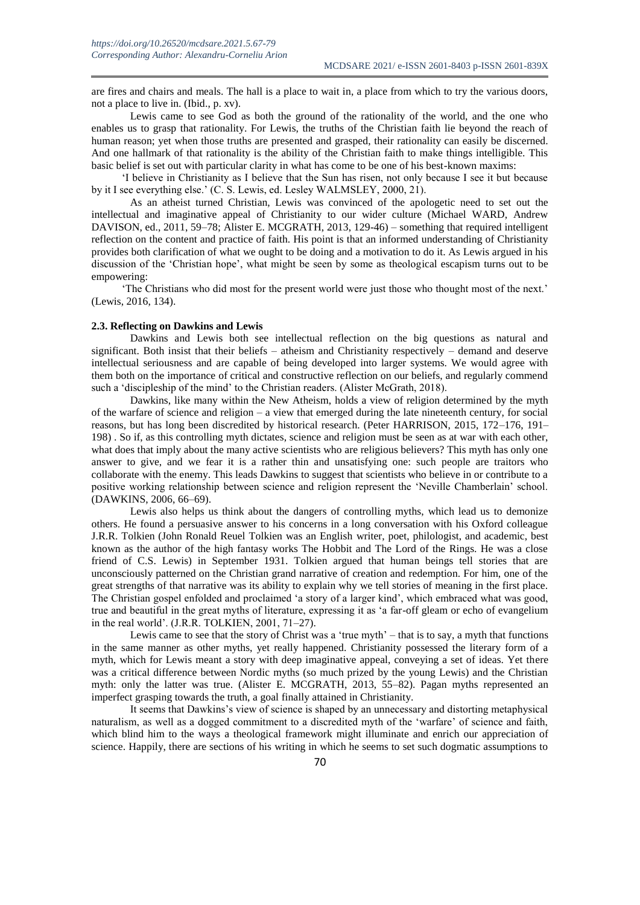are fires and chairs and meals. The hall is a place to wait in, a place from which to try the various doors, not a place to live in. (Ibid., p. xv).

Lewis came to see God as both the ground of the rationality of the world, and the one who enables us to grasp that rationality. For Lewis, the truths of the Christian faith lie beyond the reach of human reason; yet when those truths are presented and grasped, their rationality can easily be discerned. And one hallmark of that rationality is the ability of the Christian faith to make things intelligible. This basic belief is set out with particular clarity in what has come to be one of his best-known maxims:

'I believe in Christianity as I believe that the Sun has risen, not only because I see it but because by it I see everything else.' (C. S. Lewis, ed. Lesley WALMSLEY, 2000, 21).

As an atheist turned Christian, Lewis was convinced of the apologetic need to set out the intellectual and imaginative appeal of Christianity to our wider culture (Michael WARD, Andrew DAVISON, ed., 2011, 59–78; Alister E. MCGRATH, 2013, 129-46) – something that required intelligent reflection on the content and practice of faith. His point is that an informed understanding of Christianity provides both clarification of what we ought to be doing and a motivation to do it. As Lewis argued in his discussion of the 'Christian hope', what might be seen by some as theological escapism turns out to be empowering:

'The Christians who did most for the present world were just those who thought most of the next.' (Lewis, 2016, 134).

### 2.3. Reflecting on Dawkins and Lewis

Dawkins and Lewis both see intellectual reflection on the big questions as natural and significant. Both insist that their beliefs – atheism and Christianity respectively – demand and deserve intellectual seriousness and are capable of being developed into larger systems. We would agree with them both on the importance of critical and constructive reflection on our beliefs, and regularly commend such a 'discipleship of the mind' to the Christian readers. (Alister McGrath, 2018).

Dawkins, like many within the New Atheism, holds a view of religion determined by the myth of the warfare of science and religion – a view that emerged during the late nineteenth century, for social reasons, but has long been discredited by historical research. (Peter HARRISON, 2015, 172–176, 191–198) . So if, as this controlling myth dictates, science and religion must be seen as at war with each other, what does that imply about the many active scientists who are religious believers? This myth has only one answer to give, and we fear it is a rather thin and unsatisfying one: such people are traitors who collaborate with the enemy. This leads Dawkins to suggest that scientists who believe in or contribute to a positive working relationship between science and religion represent the 'Neville Chamberlain' school. (DAWKINS, 2006, 66–69).

Lewis also helps us think about the dangers of controlling myths, which lead us to demonize others. He found a persuasive answer to his concerns in a long conversation with his Oxford colleague J.R.R. Tolkien (John Ronald Reuel Tolkien was an English writer, poet, philologist, and academic, best known as the author of the high fantasy works The Hobbit and The Lord of the Rings. He was a close friend of C.S. Lewis) in September 1931. Tolkien argued that human beings tell stories that are unconsciously patterned on the Christian grand narrative of creation and redemption. For him, one of the great strengths of that narrative was its ability to explain why we tell stories of meaning in the first place. The Christian gospel enfolded and proclaimed 'a story of a larger kind', which embraced what was good, true and beautiful in the great myths of literature, expressing it as 'a far-off gleam or echo of evangelium in the real world'. (J.R.R. TOLKIEN, 2001, 71–27).

Lewis came to see that the story of Christ was a 'true myth' – that is to say, a myth that functions in the same manner as other myths, yet really happened. Christianity possessed the literary form of a myth, which for Lewis meant a story with deep imaginative appeal, conveying a set of ideas. Yet there was a critical difference between Nordic myths (so much prized by the young Lewis) and the Christian myth: only the latter was true. (Alister E. MCGRATH, 2013, 55–82). Pagan myths represented an imperfect grasping towards the truth, a goal finally attained in Christianity.

It seems that Dawkins's view of science is shaped by an unnecessary and distorting metaphysical naturalism, as well as a dogged commitment to a discredited myth of the 'warfare' of science and faith, which blind him to the ways a theological framework might illuminate and enrich our appreciation of science. Happily, there are sections of his writing in which he seems to set such dogmatic assumptions to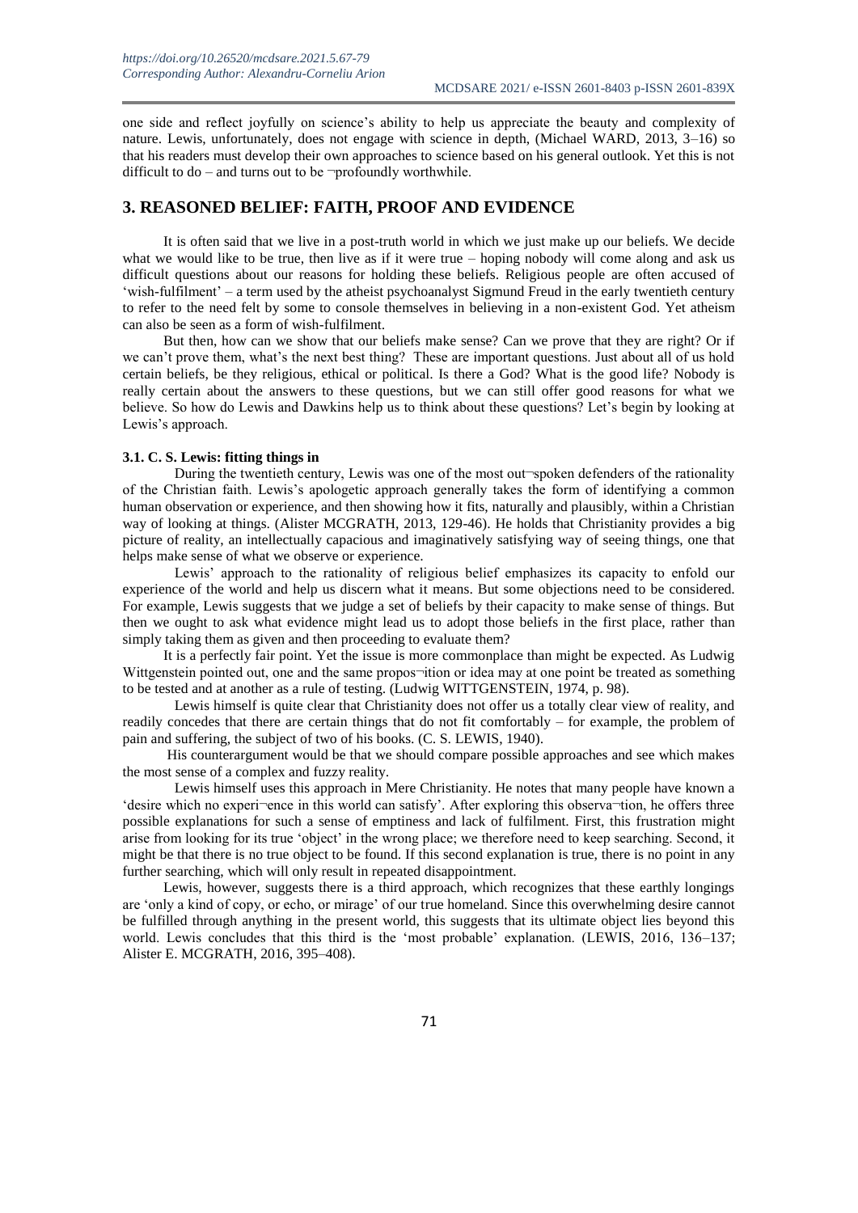one side and reflect joyfully on science's ability to help us appreciate the beauty and complexity of nature. Lewis, unfortunately, does not engage with science in depth, (Michael WARD, 2013, 3–16) so that his readers must develop their own approaches to science based on his general outlook. Yet this is not difficult to do – and turns out to be ¬profoundly worthwhile.

## 3. REASONED BELIEF: FAITH, PROOF AND EVIDENCE

It is often said that we live in a post-truth world in which we just make up our beliefs. We decide what we would like to be true, then live as if it were true – hoping nobody will come along and ask us difficult questions about our reasons for holding these beliefs. Religious people are often accused of 'wish-fulfilment' – a term used by the atheist psychoanalyst Sigmund Freud in the early twentieth century to refer to the need felt by some to console themselves in believing in a non-existent God. Yet atheism can also be seen as a form of wish-fulfilment.

But then, how can we show that our beliefs make sense? Can we prove that they are right? Or if we can't prove them, what's the next best thing? These are important questions. Just about all of us hold certain beliefs, be they religious, ethical or political. Is there a God? What is the good life? Nobody is really certain about the answers to these questions, but we can still offer good reasons for what we believe. So how do Lewis and Dawkins help us to think about these questions? Let's begin by looking at Lewis's approach.

### 3.1. C. S. Lewis: fitting things in

During the twentieth century, Lewis was one of the most out¬spoken defenders of the rationality of the Christian faith. Lewis's apologetic approach generally takes the form of identifying a common human observation or experience, and then showing how it fits, naturally and plausibly, within a Christian way of looking at things. (Alister MCGRATH, 2013, 129-46). He holds that Christianity provides a big picture of reality, an intellectually capacious and imaginatively satisfying way of seeing things, one that helps make sense of what we observe or experience.

Lewis' approach to the rationality of religious belief emphasizes its capacity to enfold our experience of the world and help us discern what it means. But some objections need to be considered. For example, Lewis suggests that we judge a set of beliefs by their capacity to make sense of things. But then we ought to ask what evidence might lead us to adopt those beliefs in the first place, rather than simply taking them as given and then proceeding to evaluate them?

It is a perfectly fair point. Yet the issue is more commonplace than might be expected. As Ludwig Wittgenstein pointed out, one and the same propos¬ition or idea may at one point be treated as something to be tested and at another as a rule of testing. (Ludwig WITTGENSTEIN, 1974, p. 98).

Lewis himself is quite clear that Christianity does not offer us a totally clear view of reality, and readily concedes that there are certain things that do not fit comfortably – for example, the problem of pain and suffering, the subject of two of his books. (C. S. LEWIS, 1940).

His counterargument would be that we should compare possible approaches and see which makes the most sense of a complex and fuzzy reality.

Lewis himself uses this approach in Mere Christianity. He notes that many people have known a 'desire which no experi¬ence in this world can satisfy'. After exploring this observa¬tion, he offers three possible explanations for such a sense of emptiness and lack of fulfilment. First, this frustration might arise from looking for its true 'object' in the wrong place; we therefore need to keep searching. Second, it might be that there is no true object to be found. If this second explanation is true, there is no point in any further searching, which will only result in repeated disappointment.

Lewis, however, suggests there is a third approach, which recognizes that these earthly longings are 'only a kind of copy, or echo, or mirage' of our true homeland. Since this overwhelming desire cannot be fulfilled through anything in the present world, this suggests that its ultimate object lies beyond this world. Lewis concludes that this third is the 'most probable' explanation. (LEWIS, 2016, 136–137; Alister E. MCGRATH, 2016, 395–408).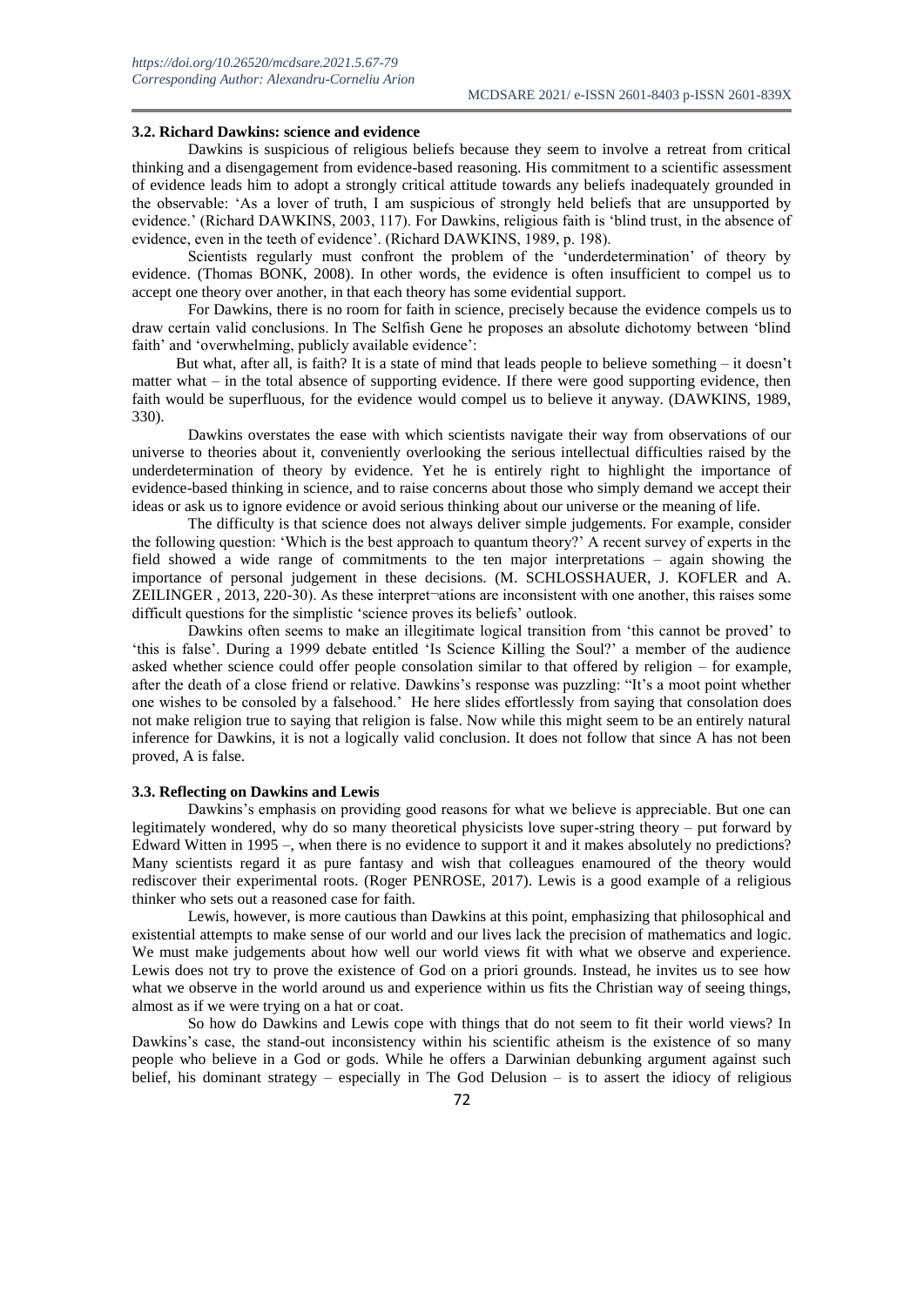### 3.2. Richard Dawkins: science and evidence

Dawkins is suspicious of religious beliefs because they seem to involve a retreat from critical thinking and a disengagement from evidence-based reasoning. His commitment to a scientific assessment of evidence leads him to adopt a strongly critical attitude towards any beliefs inadequately grounded in the observable: 'As a lover of truth, I am suspicious of strongly held beliefs that are unsupported by evidence.' (Richard DAWKINS, 2003, 117). For Dawkins, religious faith is 'blind trust, in the absence of evidence, even in the teeth of evidence'. (Richard DAWKINS, 1989, p. 198).

Scientists regularly must confront the problem of the 'underdetermination' of theory by evidence. (Thomas BONK, 2008). In other words, the evidence is often insufficient to compel us to accept one theory over another, in that each theory has some evidential support.

For Dawkins, there is no room for faith in science, precisely because the evidence compels us to draw certain valid conclusions. In The Selfish Gene he proposes an absolute dichotomy between 'blind faith' and 'overwhelming, publicly available evidence':

But what, after all, is faith? It is a state of mind that leads people to believe something – it doesn't matter what – in the total absence of supporting evidence. If there were good supporting evidence, then faith would be superfluous, for the evidence would compel us to believe it anyway. (DAWKINS, 1989, 330).

Dawkins overstates the ease with which scientists navigate their way from observations of our universe to theories about it, conveniently overlooking the serious intellectual difficulties raised by the underdetermination of theory by evidence. Yet he is entirely right to highlight the importance of evidence-based thinking in science, and to raise concerns about those who simply demand we accept their ideas or ask us to ignore evidence or avoid serious thinking about our universe or the meaning of life.

The difficulty is that science does not always deliver simple judgements. For example, consider the following question: 'Which is the best approach to quantum theory?' A recent survey of experts in the field showed a wide range of commitments to the ten major interpretations – again showing the importance of personal judgement in these decisions. (M. SCHLOSSHAUER, J. KOFLER and A. ZEILINGER , 2013, 220-30). As these interpret¬ations are inconsistent with one another, this raises some difficult questions for the simplistic 'science proves its beliefs' outlook.

Dawkins often seems to make an illegitimate logical transition from 'this cannot be proved' to 'this is false'. During a 1999 debate entitled 'Is Science Killing the Soul?' a member of the audience asked whether science could offer people consolation similar to that offered by religion – for example, after the death of a close friend or relative. Dawkins's response was puzzling: "It's a moot point whether one wishes to be consoled by a falsehood.' He here slides effortlessly from saying that consolation does not make religion true to saying that religion is false. Now while this might seem to be an entirely natural inference for Dawkins, it is not a logically valid conclusion. It does not follow that since A has not been proved, A is false.

### 3.3. Reflecting on Dawkins and Lewis

Dawkins's emphasis on providing good reasons for what we believe is appreciable. But one can legitimately wondered, why do so many theoretical physicists love super-string theory – put forward by Edward Witten in 1995 –, when there is no evidence to support it and it makes absolutely no predictions? Many scientists regard it as pure fantasy and wish that colleagues enamoured of the theory would rediscover their experimental roots. (Roger PENROSE, 2017). Lewis is a good example of a religious thinker who sets out a reasoned case for faith.

Lewis, however, is more cautious than Dawkins at this point, emphasizing that philosophical and existential attempts to make sense of our world and our lives lack the precision of mathematics and logic. We must make judgements about how well our world views fit with what we observe and experience. Lewis does not try to prove the existence of God on a priori grounds. Instead, he invites us to see how what we observe in the world around us and experience within us fits the Christian way of seeing things, almost as if we were trying on a hat or coat.

So how do Dawkins and Lewis cope with things that do not seem to fit their world views? In Dawkins's case, the stand-out inconsistency within his scientific atheism is the existence of so many people who believe in a God or gods. While he offers a Darwinian debunking argument against such belief, his dominant strategy – especially in The God Delusion – is to assert the idiocy of religious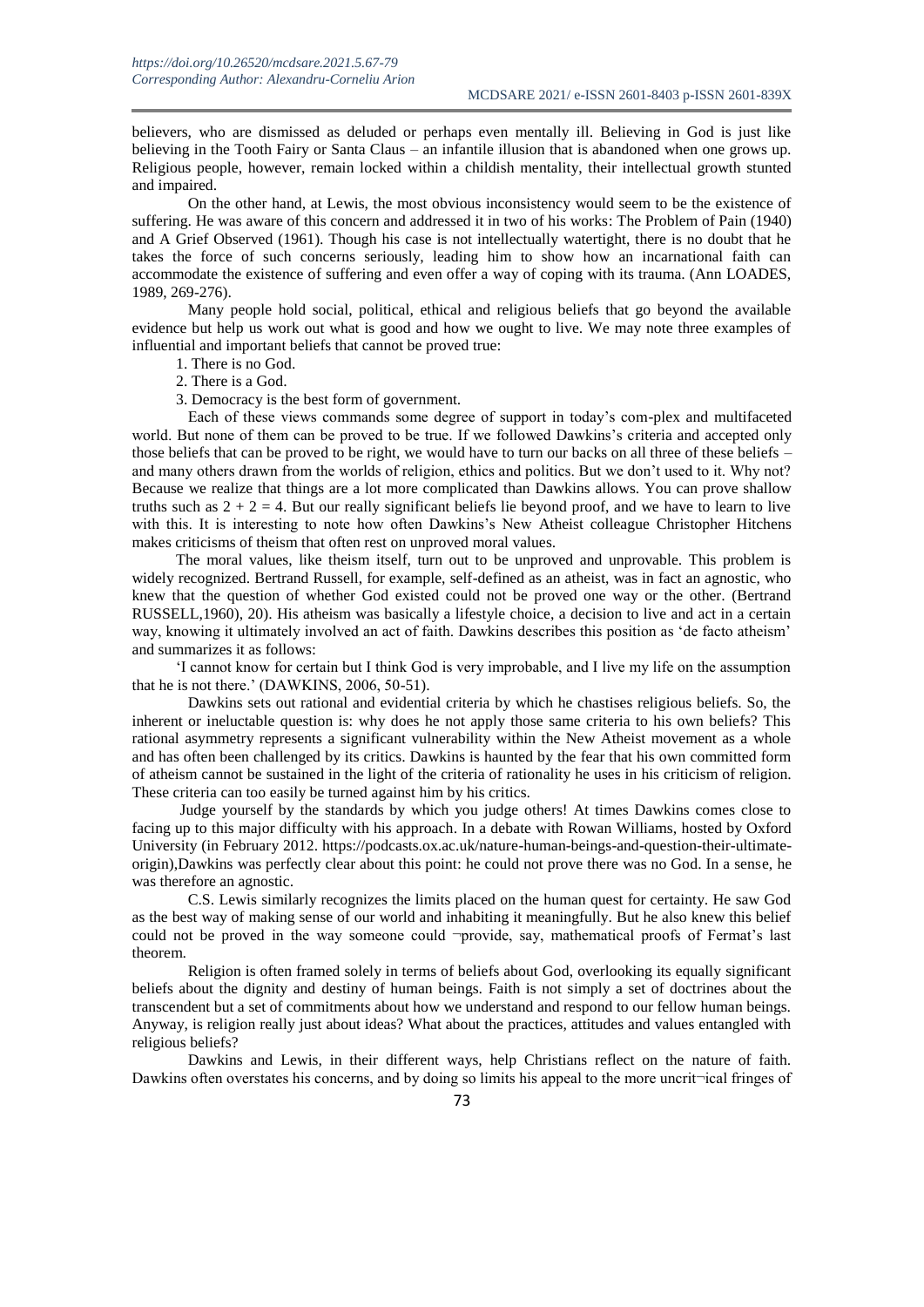believers, who are dismissed as deluded or perhaps even mentally ill. Believing in God is just like believing in the Tooth Fairy or Santa Claus – an infantile illusion that is abandoned when one grows up. Religious people, however, remain locked within a childish mentality, their intellectual growth stunted and impaired.

On the other hand, at Lewis, the most obvious inconsistency would seem to be the existence of suffering. He was aware of this concern and addressed it in two of his works: The Problem of Pain (1940) and A Grief Observed (1961). Though his case is not intellectually watertight, there is no doubt that he takes the force of such concerns seriously, leading him to show how an incarnational faith can accommodate the existence of suffering and even offer a way of coping with its trauma. (Ann LOADES, 1989, 269-276).

Many people hold social, political, ethical and religious beliefs that go beyond the available evidence but help us work out what is good and how we ought to live. We may note three examples of influential and important beliefs that cannot be proved true:

1. There is no God.
2. There is a God.
3. Democracy is the best form of government.

Each of these views commands some degree of support in today's com-plex and multifaceted world. But none of them can be proved to be true. If we followed Dawkins's criteria and accepted only those beliefs that can be proved to be right, we would have to turn our backs on all three of these beliefs – and many others drawn from the worlds of religion, ethics and politics. But we don't used to it. Why not? Because we realize that things are a lot more complicated than Dawkins allows. You can prove shallow truths such as $2 + 2 = 4$. But our really significant beliefs lie beyond proof, and we have to learn to live with this. It is interesting to note how often Dawkins's New Atheist colleague Christopher Hitchens makes criticisms of theism that often rest on unproved moral values.

The moral values, like theism itself, turn out to be unproved and unprovable. This problem is widely recognized. Bertrand Russell, for example, self-defined as an atheist, was in fact an agnostic, who knew that the question of whether God existed could not be proved one way or the other. (Bertrand RUSSELL,1960), 20). His atheism was basically a lifestyle choice, a decision to live and act in a certain way, knowing it ultimately involved an act of faith. Dawkins describes this position as 'de facto atheism' and summarizes it as follows:

'I cannot know for certain but I think God is very improbable, and I live my life on the assumption that he is not there.' (DAWKINS, 2006, 50-51).

Dawkins sets out rational and evidential criteria by which he chastises religious beliefs. So, the inherent or ineluctable question is: why does he not apply those same criteria to his own beliefs? This rational asymmetry represents a significant vulnerability within the New Atheist movement as a whole and has often been challenged by its critics. Dawkins is haunted by the fear that his own committed form of atheism cannot be sustained in the light of the criteria of rationality he uses in his criticism of religion. These criteria can too easily be turned against him by his critics.

Judge yourself by the standards by which you judge others! At times Dawkins comes close to facing up to this major difficulty with his approach. In a debate with Rowan Williams, hosted by Oxford University (in February 2012. https://podcasts.ox.ac.uk/nature-human-beings-and-question-their-ultimate-origin),Dawkins was perfectly clear about this point: he could not prove there was no God. In a sense, he was therefore an agnostic.

C.S. Lewis similarly recognizes the limits placed on the human quest for certainty. He saw God as the best way of making sense of our world and inhabiting it meaningfully. But he also knew this belief could not be proved in the way someone could ¬provide, say, mathematical proofs of Fermat's last theorem.

Religion is often framed solely in terms of beliefs about God, overlooking its equally significant beliefs about the dignity and destiny of human beings. Faith is not simply a set of doctrines about the transcendent but a set of commitments about how we understand and respond to our fellow human beings. Anyway, is religion really just about ideas? What about the practices, attitudes and values entangled with religious beliefs?

Dawkins and Lewis, in their different ways, help Christians reflect on the nature of faith. Dawkins often overstates his concerns, and by doing so limits his appeal to the more uncrit¬ical fringes of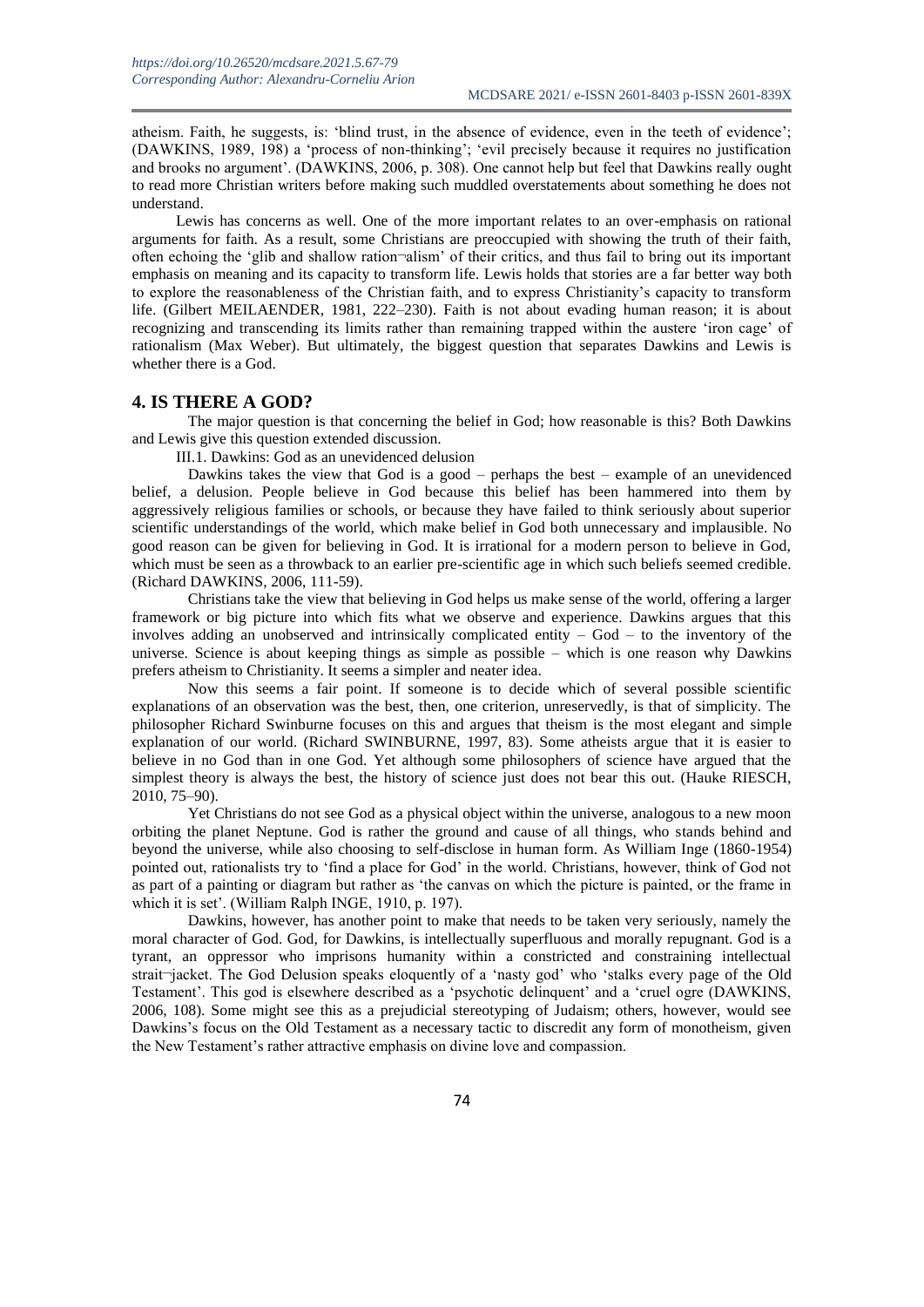atheism. Faith, he suggests, is: 'blind trust, in the absence of evidence, even in the teeth of evidence'; (DAWKINS, 1989, 198) a 'process of non-thinking'; 'evil precisely because it requires no justification and brooks no argument'. (DAWKINS, 2006, p. 308). One cannot help but feel that Dawkins really ought to read more Christian writers before making such muddled overstatements about something he does not understand.

Lewis has concerns as well. One of the more important relates to an over-emphasis on rational arguments for faith. As a result, some Christians are preoccupied with showing the truth of their faith, often echoing the 'glib and shallow ration¬alism' of their critics, and thus fail to bring out its important emphasis on meaning and its capacity to transform life. Lewis holds that stories are a far better way both to explore the reasonableness of the Christian faith, and to express Christianity's capacity to transform life. (Gilbert MEILAENDER, 1981, 222–230). Faith is not about evading human reason; it is about recognizing and transcending its limits rather than remaining trapped within the austere 'iron cage' of rationalism (Max Weber). But ultimately, the biggest question that separates Dawkins and Lewis is whether there is a God.

## 4. IS THERE A GOD?

The major question is that concerning the belief in God; how reasonable is this? Both Dawkins and Lewis give this question extended discussion.

### III.1. Dawkins: God as an unevidenced delusion

Dawkins takes the view that God is a good – perhaps the best – example of an unevidenced belief, a delusion. People believe in God because this belief has been hammered into them by aggressively religious families or schools, or because they have failed to think seriously about superior scientific understandings of the world, which make belief in God both unnecessary and implausible. No good reason can be given for believing in God. It is irrational for a modern person to believe in God, which must be seen as a throwback to an earlier pre-scientific age in which such beliefs seemed credible. (Richard DAWKINS, 2006, 111-59).

Christians take the view that believing in God helps us make sense of the world, offering a larger framework or big picture into which fits what we observe and experience. Dawkins argues that this involves adding an unobserved and intrinsically complicated entity – God – to the inventory of the universe. Science is about keeping things as simple as possible – which is one reason why Dawkins prefers atheism to Christianity. It seems a simpler and neater idea.

Now this seems a fair point. If someone is to decide which of several possible scientific explanations of an observation was the best, then, one criterion, unreservedly, is that of simplicity. The philosopher Richard Swinburne focuses on this and argues that theism is the most elegant and simple explanation of our world. (Richard SWINBURNE, 1997, 83). Some atheists argue that it is easier to believe in no God than in one God. Yet although some philosophers of science have argued that the simplest theory is always the best, the history of science just does not bear this out. (Hauke RIESCH, 2010, 75–90).

Yet Christians do not see God as a physical object within the universe, analogous to a new moon orbiting the planet Neptune. God is rather the ground and cause of all things, who stands behind and beyond the universe, while also choosing to self-disclose in human form. As William Inge (1860-1954) pointed out, rationalists try to 'find a place for God' in the world. Christians, however, think of God not as part of a painting or diagram but rather as 'the canvas on which the picture is painted, or the frame in which it is set'. (William Ralph INGE, 1910, p. 197).

Dawkins, however, has another point to make that needs to be taken very seriously, namely the moral character of God. God, for Dawkins, is intellectually superfluous and morally repugnant. God is a tyrant, an oppressor who imprisons humanity within a constricted and constraining intellectual strait¬jacket. The God Delusion speaks eloquently of a 'nasty god' who 'stalks every page of the Old Testament'. This god is elsewhere described as a 'psychotic delinquent' and a 'cruel ogre (DAWKINS, 2006, 108). Some might see this as a prejudicial stereotyping of Judaism; others, however, would see Dawkins's focus on the Old Testament as a necessary tactic to discredit any form of monotheism, given the New Testament's rather attractive emphasis on divine love and compassion.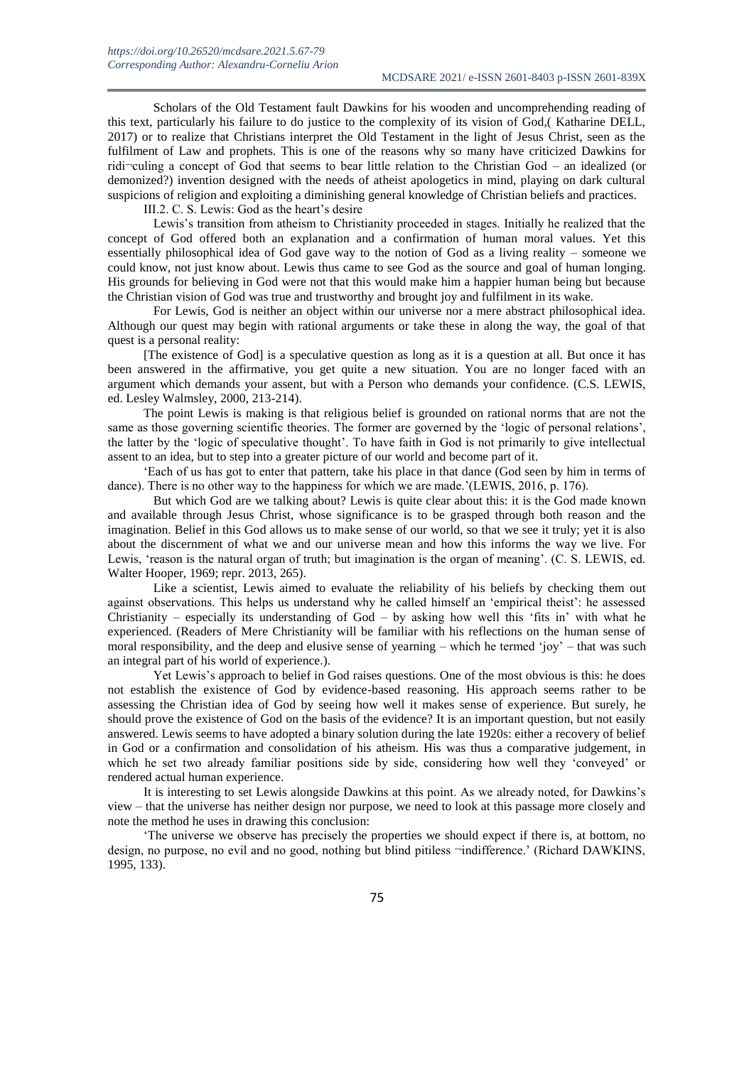Scholars of the Old Testament fault Dawkins for his wooden and uncomprehending reading of this text, particularly his failure to do justice to the complexity of its vision of God,( Katharine DELL, 2017) or to realize that Christians interpret the Old Testament in the light of Jesus Christ, seen as the fulfilment of Law and prophets. This is one of the reasons why so many have criticized Dawkins for ridi¬culing a concept of God that seems to bear little relation to the Christian God – an idealized (or demonized?) invention designed with the needs of atheist apologetics in mind, playing on dark cultural suspicions of religion and exploiting a diminishing general knowledge of Christian beliefs and practices.

### III.2. C. S. Lewis: God as the heart's desire

Lewis's transition from atheism to Christianity proceeded in stages. Initially he realized that the concept of God offered both an explanation and a confirmation of human moral values. Yet this essentially philosophical idea of God gave way to the notion of God as a living reality – someone we could know, not just know about. Lewis thus came to see God as the source and goal of human longing. His grounds for believing in God were not that this would make him a happier human being but because the Christian vision of God was true and trustworthy and brought joy and fulfilment in its wake.

For Lewis, God is neither an object within our universe nor a mere abstract philosophical idea. Although our quest may begin with rational arguments or take these in along the way, the goal of that quest is a personal reality:

[The existence of God] is a speculative question as long as it is a question at all. But once it has been answered in the affirmative, you get quite a new situation. You are no longer faced with an argument which demands your assent, but with a Person who demands your confidence. (C.S. LEWIS, ed. Lesley Walmsley, 2000, 213-214).

The point Lewis is making is that religious belief is grounded on rational norms that are not the same as those governing scientific theories. The former are governed by the 'logic of personal relations', the latter by the 'logic of speculative thought'. To have faith in God is not primarily to give intellectual assent to an idea, but to step into a greater picture of our world and become part of it.

'Each of us has got to enter that pattern, take his place in that dance (God seen by him in terms of dance). There is no other way to the happiness for which we are made.'(LEWIS, 2016, p. 176).

But which God are we talking about? Lewis is quite clear about this: it is the God made known and available through Jesus Christ, whose significance is to be grasped through both reason and the imagination. Belief in this God allows us to make sense of our world, so that we see it truly; yet it is also about the discernment of what we and our universe mean and how this informs the way we live. For Lewis, 'reason is the natural organ of truth; but imagination is the organ of meaning'. (C. S. LEWIS, ed. Walter Hooper, 1969; repr. 2013, 265).

Like a scientist, Lewis aimed to evaluate the reliability of his beliefs by checking them out against observations. This helps us understand why he called himself an 'empirical theist': he assessed Christianity – especially its understanding of God – by asking how well this 'fits in' with what he experienced. (Readers of Mere Christianity will be familiar with his reflections on the human sense of moral responsibility, and the deep and elusive sense of yearning – which he termed 'joy' – that was such an integral part of his world of experience.).

Yet Lewis's approach to belief in God raises questions. One of the most obvious is this: he does not establish the existence of God by evidence-based reasoning. His approach seems rather to be assessing the Christian idea of God by seeing how well it makes sense of experience. But surely, he should prove the existence of God on the basis of the evidence? It is an important question, but not easily answered. Lewis seems to have adopted a binary solution during the late 1920s: either a recovery of belief in God or a confirmation and consolidation of his atheism. His was thus a comparative judgement, in which he set two already familiar positions side by side, considering how well they 'conveyed' or rendered actual human experience.

It is interesting to set Lewis alongside Dawkins at this point. As we already noted, for Dawkins's view – that the universe has neither design nor purpose, we need to look at this passage more closely and note the method he uses in drawing this conclusion:

'The universe we observe has precisely the properties we should expect if there is, at bottom, no design, no purpose, no evil and no good, nothing but blind pitiless ¬indifference.' (Richard DAWKINS, 1995, 133).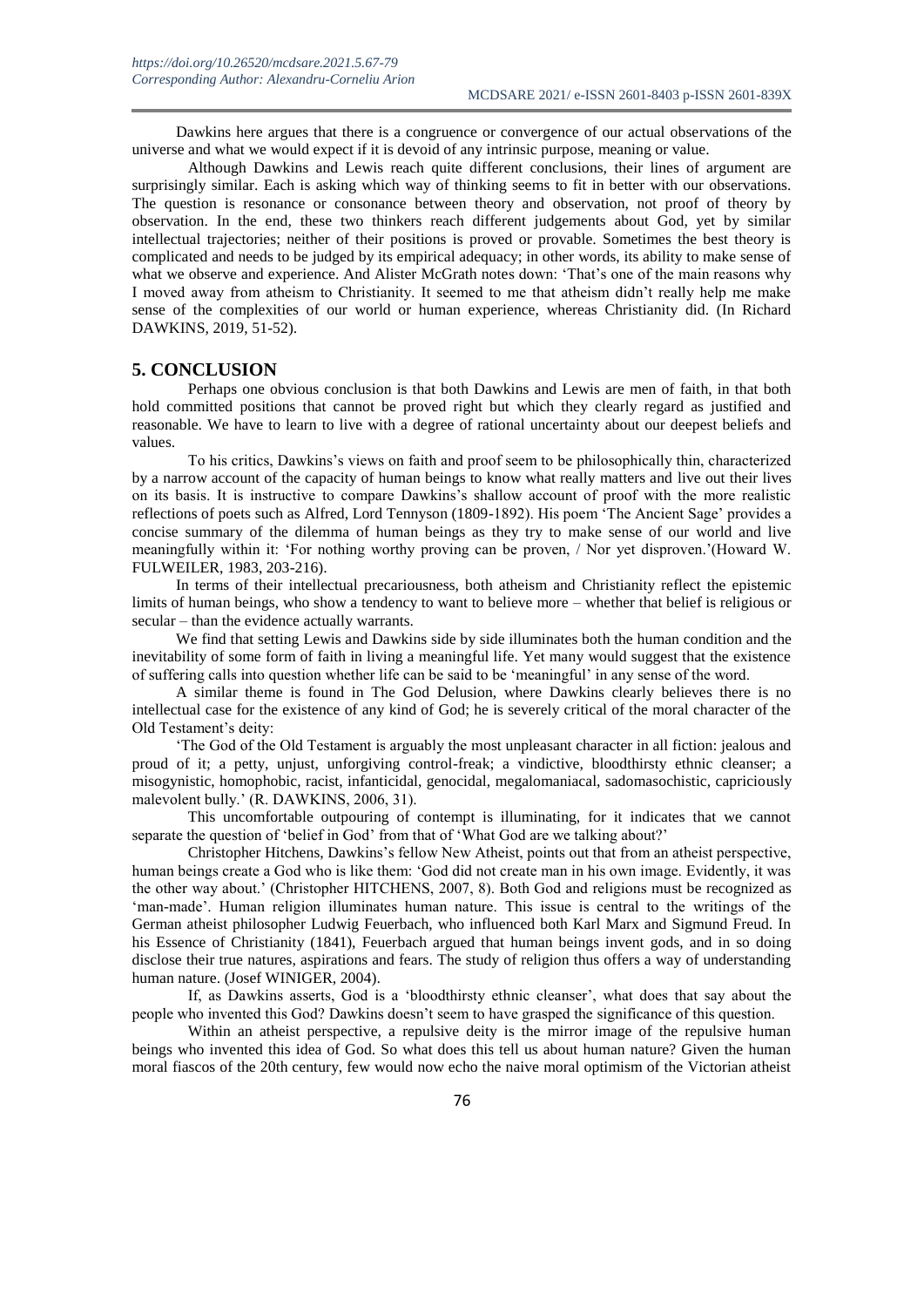Dawkins here argues that there is a congruence or convergence of our actual observations of the universe and what we would expect if it is devoid of any intrinsic purpose, meaning or value.

Although Dawkins and Lewis reach quite different conclusions, their lines of argument are surprisingly similar. Each is asking which way of thinking seems to fit in better with our observations. The question is resonance or consonance between theory and observation, not proof of theory by observation. In the end, these two thinkers reach different judgements about God, yet by similar intellectual trajectories; neither of their positions is proved or provable. Sometimes the best theory is complicated and needs to be judged by its empirical adequacy; in other words, its ability to make sense of what we observe and experience. And Alister McGrath notes down: 'That's one of the main reasons why I moved away from atheism to Christianity. It seemed to me that atheism didn't really help me make sense of the complexities of our world or human experience, whereas Christianity did. (In Richard DAWKINS, 2019, 51-52).

## 5. CONCLUSION

Perhaps one obvious conclusion is that both Dawkins and Lewis are men of faith, in that both hold committed positions that cannot be proved right but which they clearly regard as justified and reasonable. We have to learn to live with a degree of rational uncertainty about our deepest beliefs and values.

To his critics, Dawkins's views on faith and proof seem to be philosophically thin, characterized by a narrow account of the capacity of human beings to know what really matters and live out their lives on its basis. It is instructive to compare Dawkins's shallow account of proof with the more realistic reflections of poets such as Alfred, Lord Tennyson (1809-1892). His poem 'The Ancient Sage' provides a concise summary of the dilemma of human beings as they try to make sense of our world and live meaningfully within it: 'For nothing worthy proving can be proven, / Nor yet disproven.'(Howard W. FULWEILER, 1983, 203-216).

In terms of their intellectual precariousness, both atheism and Christianity reflect the epistemic limits of human beings, who show a tendency to want to believe more – whether that belief is religious or secular – than the evidence actually warrants.

We find that setting Lewis and Dawkins side by side illuminates both the human condition and the inevitability of some form of faith in living a meaningful life. Yet many would suggest that the existence of suffering calls into question whether life can be said to be 'meaningful' in any sense of the word.

A similar theme is found in The God Delusion, where Dawkins clearly believes there is no intellectual case for the existence of any kind of God; he is severely critical of the moral character of the Old Testament's deity:

'The God of the Old Testament is arguably the most unpleasant character in all fiction: jealous and proud of it; a petty, unjust, unforgiving control-freak; a vindictive, bloodthirsty ethnic cleanser; a misogynistic, homophobic, racist, infanticidal, genocidal, megalomaniacal, sadomasochistic, capriciously malevolent bully.' (R. DAWKINS, 2006, 31).

This uncomfortable outpouring of contempt is illuminating, for it indicates that we cannot separate the question of 'belief in God' from that of 'What God are we talking about?'

Christopher Hitchens, Dawkins's fellow New Atheist, points out that from an atheist perspective, human beings create a God who is like them: 'God did not create man in his own image. Evidently, it was the other way about.' (Christopher HITCHENS, 2007, 8). Both God and religions must be recognized as 'man-made'. Human religion illuminates human nature. This issue is central to the writings of the German atheist philosopher Ludwig Feuerbach, who influenced both Karl Marx and Sigmund Freud. In his Essence of Christianity (1841), Feuerbach argued that human beings invent gods, and in so doing disclose their true natures, aspirations and fears. The study of religion thus offers a way of understanding human nature. (Josef WINIGER, 2004).

If, as Dawkins asserts, God is a 'bloodthirsty ethnic cleanser', what does that say about the people who invented this God? Dawkins doesn't seem to have grasped the significance of this question.

Within an atheist perspective, a repulsive deity is the mirror image of the repulsive human beings who invented this idea of God. So what does this tell us about human nature? Given the human moral fiascos of the 20th century, few would now echo the naive moral optimism of the Victorian atheist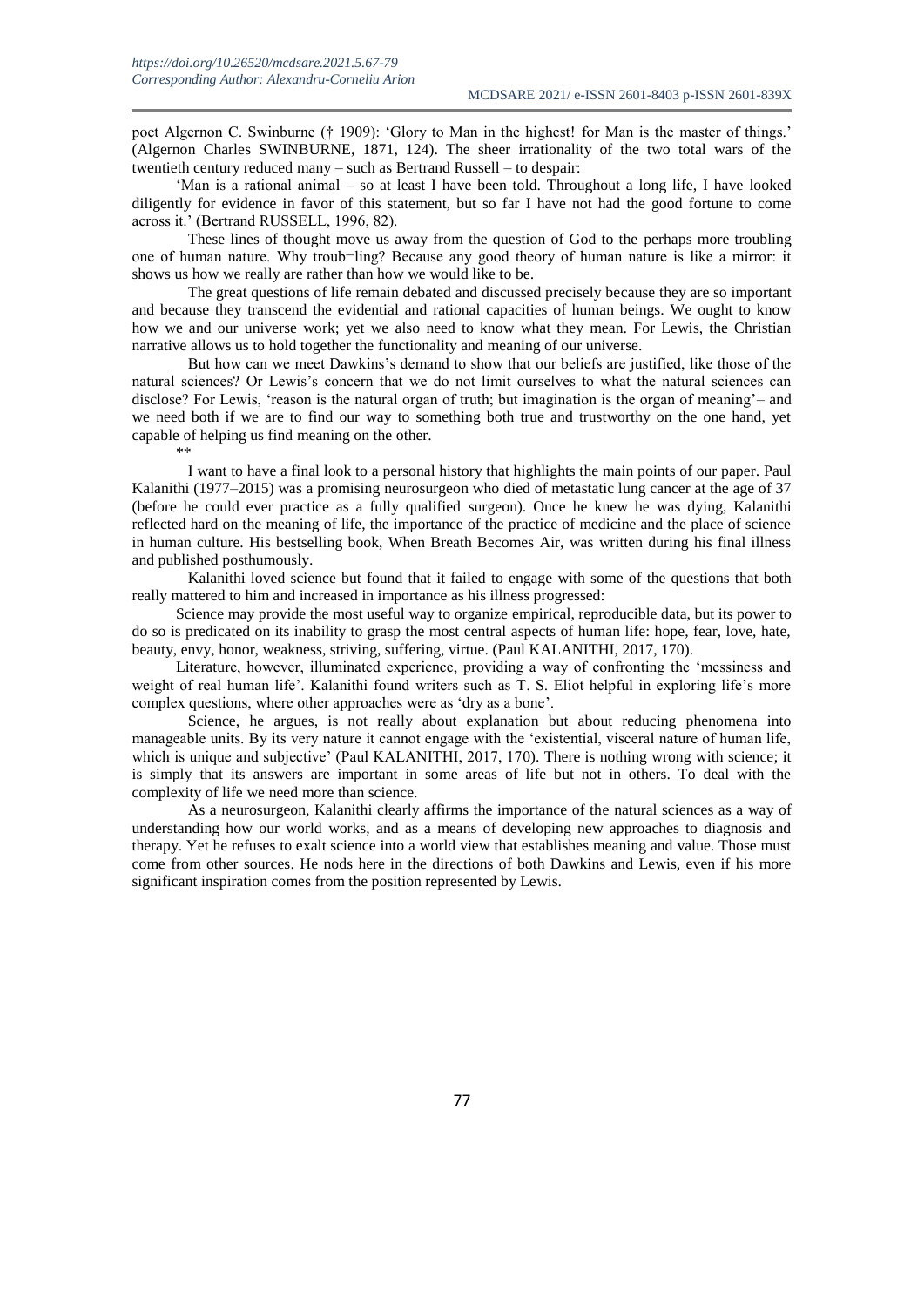poet Algernon C. Swinburne († 1909): 'Glory to Man in the highest! for Man is the master of things.' (Algernon Charles SWINBURNE, 1871, 124). The sheer irrationality of the two total wars of the twentieth century reduced many – such as Bertrand Russell – to despair:

'Man is a rational animal – so at least I have been told. Throughout a long life, I have looked diligently for evidence in favor of this statement, but so far I have not had the good fortune to come across it.' (Bertrand RUSSELL, 1996, 82).

These lines of thought move us away from the question of God to the perhaps more troubling one of human nature. Why troub¬ling? Because any good theory of human nature is like a mirror: it shows us how we really are rather than how we would like to be.

The great questions of life remain debated and discussed precisely because they are so important and because they transcend the evidential and rational capacities of human beings. We ought to know how we and our universe work; yet we also need to know what they mean. For Lewis, the Christian narrative allows us to hold together the functionality and meaning of our universe.

But how can we meet Dawkins's demand to show that our beliefs are justified, like those of the natural sciences? Or Lewis's concern that we do not limit ourselves to what the natural sciences can disclose? For Lewis, 'reason is the natural organ of truth; but imagination is the organ of meaning'– and we need both if we are to find our way to something both true and trustworthy on the one hand, yet capable of helping us find meaning on the other.

**

I want to have a final look to a personal history that highlights the main points of our paper. Paul Kalanithi (1977–2015) was a promising neurosurgeon who died of metastatic lung cancer at the age of 37 (before he could ever practice as a fully qualified surgeon). Once he knew he was dying, Kalanithi reflected hard on the meaning of life, the importance of the practice of medicine and the place of science in human culture. His bestselling book, When Breath Becomes Air, was written during his final illness and published posthumously.

Kalanithi loved science but found that it failed to engage with some of the questions that both really mattered to him and increased in importance as his illness progressed:

Science may provide the most useful way to organize empirical, reproducible data, but its power to do so is predicated on its inability to grasp the most central aspects of human life: hope, fear, love, hate, beauty, envy, honor, weakness, striving, suffering, virtue. (Paul KALANITHI, 2017, 170).

Literature, however, illuminated experience, providing a way of confronting the 'messiness and weight of real human life'. Kalanithi found writers such as T. S. Eliot helpful in exploring life's more complex questions, where other approaches were as 'dry as a bone'.

Science, he argues, is not really about explanation but about reducing phenomena into manageable units. By its very nature it cannot engage with the 'existential, visceral nature of human life, which is unique and subjective' (Paul KALANITHI, 2017, 170). There is nothing wrong with science; it is simply that its answers are important in some areas of life but not in others. To deal with the complexity of life we need more than science.

As a neurosurgeon, Kalanithi clearly affirms the importance of the natural sciences as a way of understanding how our world works, and as a means of developing new approaches to diagnosis and therapy. Yet he refuses to exalt science into a world view that establishes meaning and value. Those must come from other sources. He nods here in the directions of both Dawkins and Lewis, even if his more significant inspiration comes from the position represented by Lewis.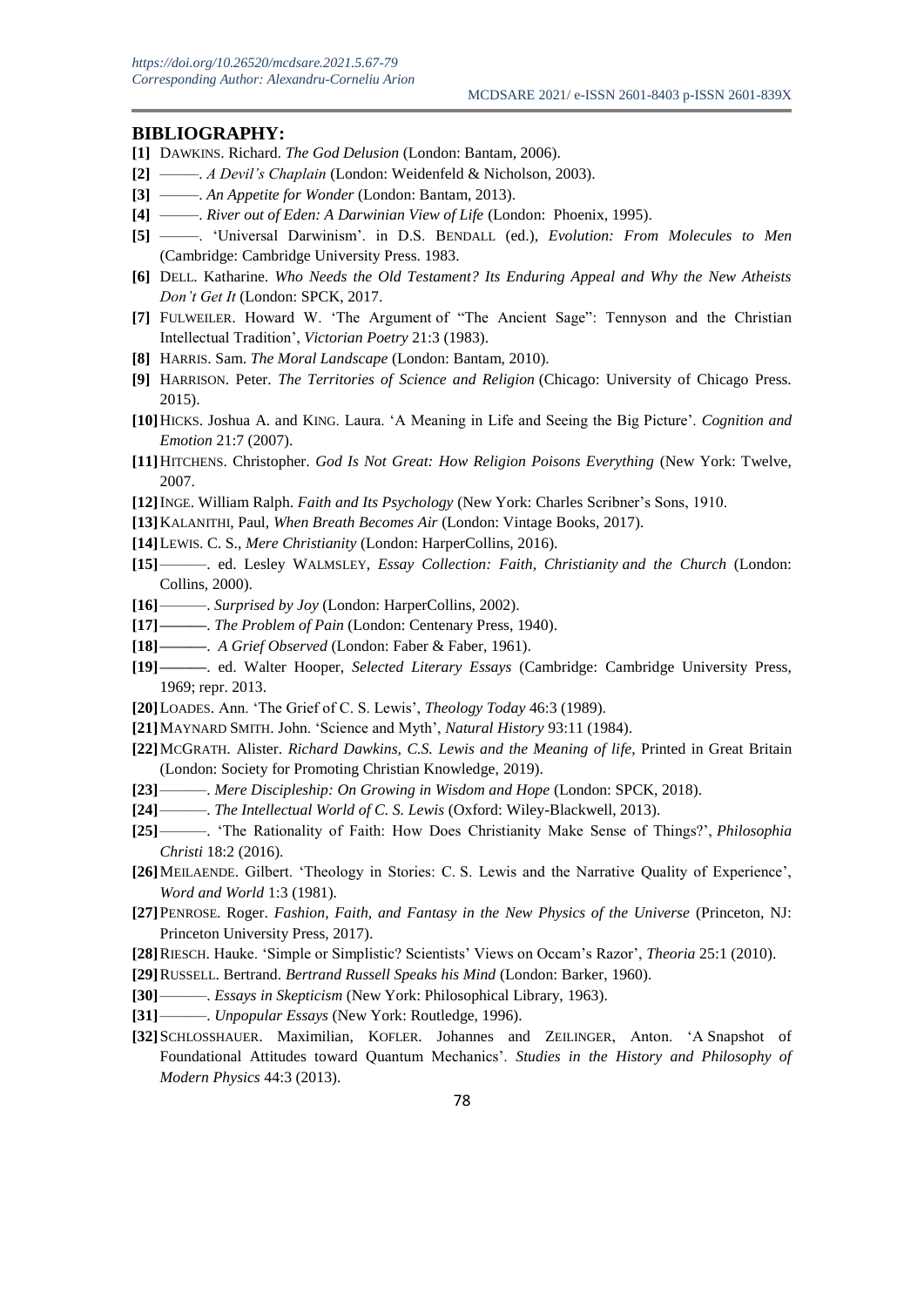## BIBLIOGRAPHY:

**[1]** DAWKINS. Richard. *The God Delusion* (London: Bantam, 2006).

**[2]** ———. *A Devil's Chaplain* (London: Weidenfeld & Nicholson, 2003).

**[3]** ———. *An Appetite for Wonder* (London: Bantam, 2013).

**[4]** ———. *River out of Eden: A Darwinian View of Life* (London: Phoenix, 1995).

**[5]** ———. 'Universal Darwinism'. in D.S. BENDALL (ed.), *Evolution: From Molecules to Men* (Cambridge: Cambridge University Press. 1983.

**[6]** DELL. Katharine. *Who Needs the Old Testament? Its Enduring Appeal and Why the New Atheists Don't Get It* (London: SPCK, 2017.

**[7]** FULWEILER. Howard W. 'The Argument of "The Ancient Sage": Tennyson and the Christian Intellectual Tradition', *Victorian Poetry* 21:3 (1983).

**[8]** HARRIS. Sam. *The Moral Landscape* (London: Bantam, 2010).

**[9]** HARRISON. Peter. *The Territories of Science and Religion* (Chicago: University of Chicago Press. 2015).

**[10]** HICKS. Joshua A. and KING. Laura. 'A Meaning in Life and Seeing the Big Picture'. *Cognition and Emotion* 21:7 (2007).

**[11]** HITCHENS. Christopher. *God Is Not Great: How Religion Poisons Everything* (New York: Twelve, 2007.

**[12]** INGE. William Ralph. *Faith and Its Psychology* (New York: Charles Scribner's Sons, 1910.

**[13]** KALANITHI, Paul, *When Breath Becomes Air* (London: Vintage Books, 2017).

**[14]** LEWIS. C. S., *Mere Christianity* (London: HarperCollins, 2016).

**[15]** ———. ed. Lesley WALMSLEY, *Essay Collection: Faith, Christianity and the Church* (London: Collins, 2000).

**[16]** ———. *Surprised by Joy* (London: HarperCollins, 2002).

**[17]** ———. *The Problem of Pain* (London: Centenary Press, 1940).

**[18]** ———. *A Grief Observed* (London: Faber & Faber, 1961).

**[19]** ———. ed. Walter Hooper, *Selected Literary Essays* (Cambridge: Cambridge University Press, 1969; repr. 2013.

**[20]** LOADES. Ann. 'The Grief of C. S. Lewis', *Theology Today* 46:3 (1989).

**[21]** MAYNARD SMITH. John. 'Science and Myth', *Natural History* 93:11 (1984).

**[22]** MCGRATH. Alister. *Richard Dawkins, C.S. Lewis and the Meaning of life*, Printed in Great Britain (London: Society for Promoting Christian Knowledge, 2019).

**[23]** ———. *Mere Discipleship: On Growing in Wisdom and Hope* (London: SPCK, 2018).

**[24]** ———. *The Intellectual World of C. S. Lewis* (Oxford: Wiley-Blackwell, 2013).

**[25]** ———. 'The Rationality of Faith: How Does Christianity Make Sense of Things?', *Philosophia Christi* 18:2 (2016).

**[26]** MEILAENDE. Gilbert. 'Theology in Stories: C. S. Lewis and the Narrative Quality of Experience', *Word and World* 1:3 (1981).

**[27]** PENROSE. Roger. *Fashion, Faith, and Fantasy in the New Physics of the Universe* (Princeton, NJ: Princeton University Press, 2017).

**[28]** RIESCH. Hauke. 'Simple or Simplistic? Scientists' Views on Occam's Razor', *Theoria* 25:1 (2010).

**[29]** RUSSELL. Bertrand. *Bertrand Russell Speaks his Mind* (London: Barker, 1960).

**[30]** ———. *Essays in Skepticism* (New York: Philosophical Library, 1963).

**[31]** ———. *Unpopular Essays* (New York: Routledge, 1996).

**[32]** SCHLOSSHAUER. Maximilian, KOFLER. Johannes and ZEILINGER, Anton. 'A Snapshot of Foundational Attitudes toward Quantum Mechanics'. *Studies in the History and Philosophy of Modern Physics* 44:3 (2013).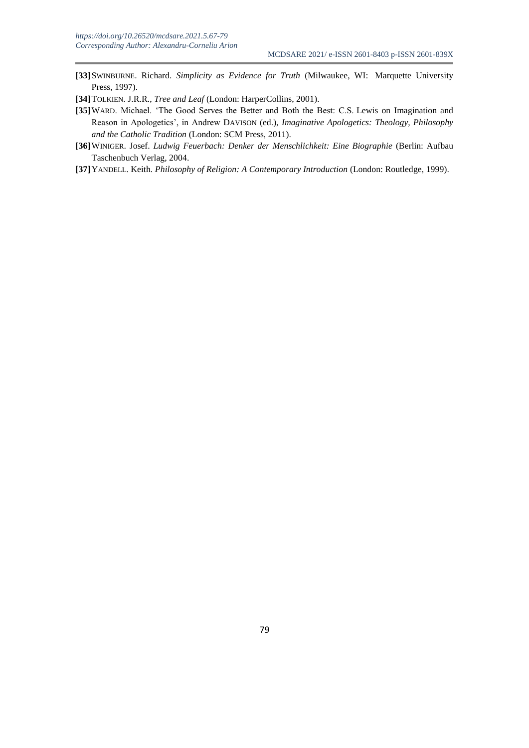**[33]** SWINBURNE. Richard. *Simplicity as Evidence for Truth* (Milwaukee, WI: Marquette University Press, 1997).

**[34]** TOLKIEN. J.R.R., *Tree and Leaf* (London: HarperCollins, 2001).

**[35]** WARD. Michael. 'The Good Serves the Better and Both the Best: C.S. Lewis on Imagination and Reason in Apologetics', in Andrew DAVISON (ed.), *Imaginative Apologetics: Theology, Philosophy and the Catholic Tradition* (London: SCM Press, 2011).

**[36]** WINIGER. Josef. *Ludwig Feuerbach: Denker der Menschlichkeit: Eine Biographie* (Berlin: Aufbau Taschenbuch Verlag, 2004.

**[37]** YANDELL. Keith. *Philosophy of Religion: A Contemporary Introduction* (London: Routledge, 1999).